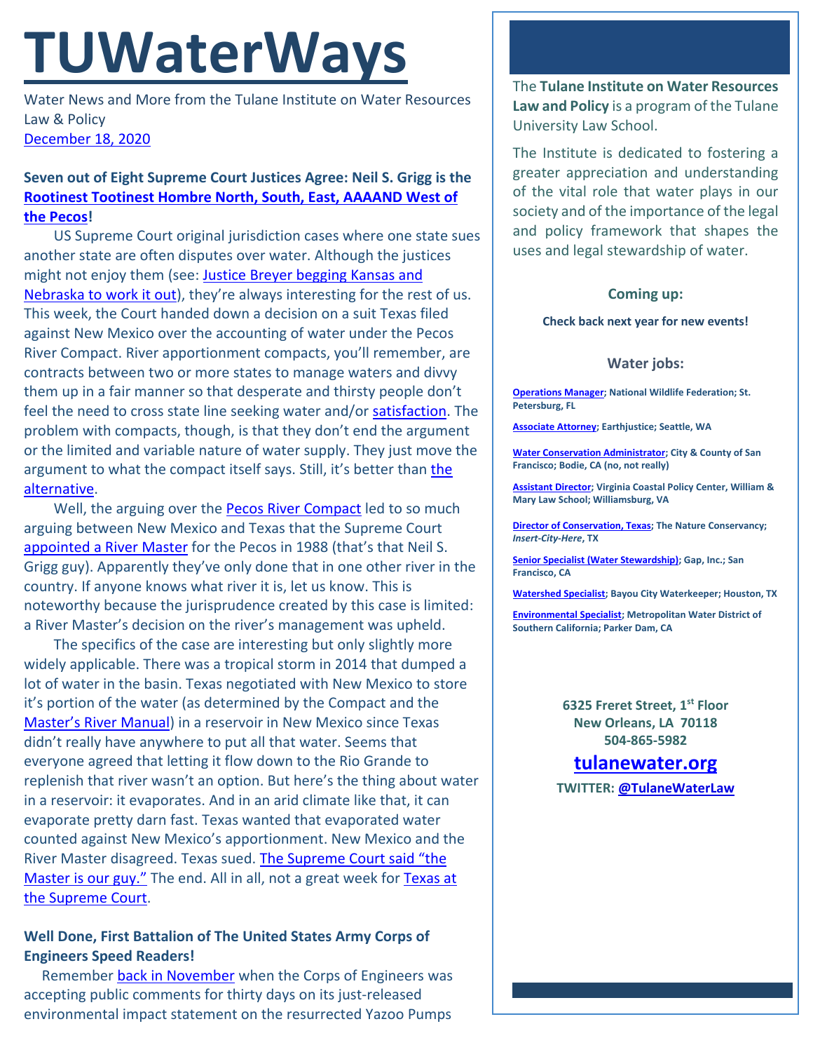# TUWaterWays

Water News and More from the Tulane Institute on Water Resources Law & Policy

December 18, 2020

**Seven out of Eight Supreme Court Justices Agree: Neil S. Grigg is the Rootinest Tootinest Hombre North, South, East, AAAAND West of the Pecos!**

US Supreme Court original jurisdiction cases where one state sues another state are often disputes over water. Although the justices might not enjoy them (see: Justice Breyer begging Kansas and Nebraska to work it out), they're always interesting for the rest of us. This week, the Court handed down a decision on a suit Texas filed against New Mexico over the accounting of water under the Pecos River Compact. River apportionment compacts, you'll remember, are contracts between two or more states to manage waters and divvy them up in a fair manner so that desperate and thirsty people don't feel the need to cross state line seeking water and/or satisfaction. The problem with compacts, though, is that they don't end the argument or the limited and variable nature of water supply. They just move the argument to what the compact itself says. Still, it's better than the alternative.

Well, the arguing over the Pecos River Compact led to so much arguing between New Mexico and Texas that the Supreme Court appointed a River Master for the Pecos in 1988 (that's that Neil S. Grigg guy). Apparently they've only done that in one other river in the country. If anyone knows what river it is, let us know. This is noteworthy because the jurisprudence created by this case is limited: a River Master's decision on the river's management was upheld.

The specifics of the case are interesting but only slightly more widely applicable. There was a tropical storm in 2014 that dumped a lot of water in the basin. Texas negotiated with New Mexico to store it's portion of the water (as determined by the Compact and the Master's River Manual) in a reservoir in New Mexico since Texas didn't really have anywhere to put all that water. Seems that everyone agreed that letting it flow down to the Rio Grande to replenish that river wasn't an option. But here's the thing about water in a reservoir: it evaporates. And in an arid climate like that, it can evaporate pretty darn fast. Texas wanted that evaporated water counted against New Mexico's apportionment. New Mexico and the River Master disagreed. Texas sued. The Supreme Court said "the Master is our guy." The end. All in all, not a great week for Texas at the Supreme Court.

**Well Done, First Battalion of The United States Army Corps of Engineers Speed Readers!**

Remember back in November when the Corps of Engineers was accepting public comments for thirty days on its just-released environmental impact statement on the resurrected Yazoo Pumps

The **Tulane Institute on Water Resources Law and Policy** is a program of the Tulane University Law School.

The Institute is dedicated to fostering a greater appreciation and understanding of the vital role that water plays in our society and of the importance of the legal and policy framework that shapes the uses and legal stewardship of water.

### Coming up:

**Check back next year for new events!**

### Water jobs:

**Operations Manager; National Wildlife Federation; St. Petersburg, FL**

**Associate Attorney; Earthjustice; Seattle, WA**

**Water Conservation Administrator; City & County of San Francisco; Bodie, CA (no, not really)**

**Assistant Director; Virginia Coastal Policy Center, William & Mary Law School; Williamsburg, VA**

**Director of Conservation, Texas; The Nature Conservancy; *Insert-City-Here*, TX**

**Senior Specialist (Water Stewardship); Gap, Inc.; San Francisco, CA**

**Watershed Specialist; Bayou City Waterkeeper; Houston, TX**

**Environmental Specialist; Metropolitan Water District of Southern California; Parker Dam, CA**

**6325 Freret Street, 1st Floor**
**New Orleans, LA 70118**
**504-865-5982**

**tulanewater.org**

**TWITTER: @TulaneWaterLaw**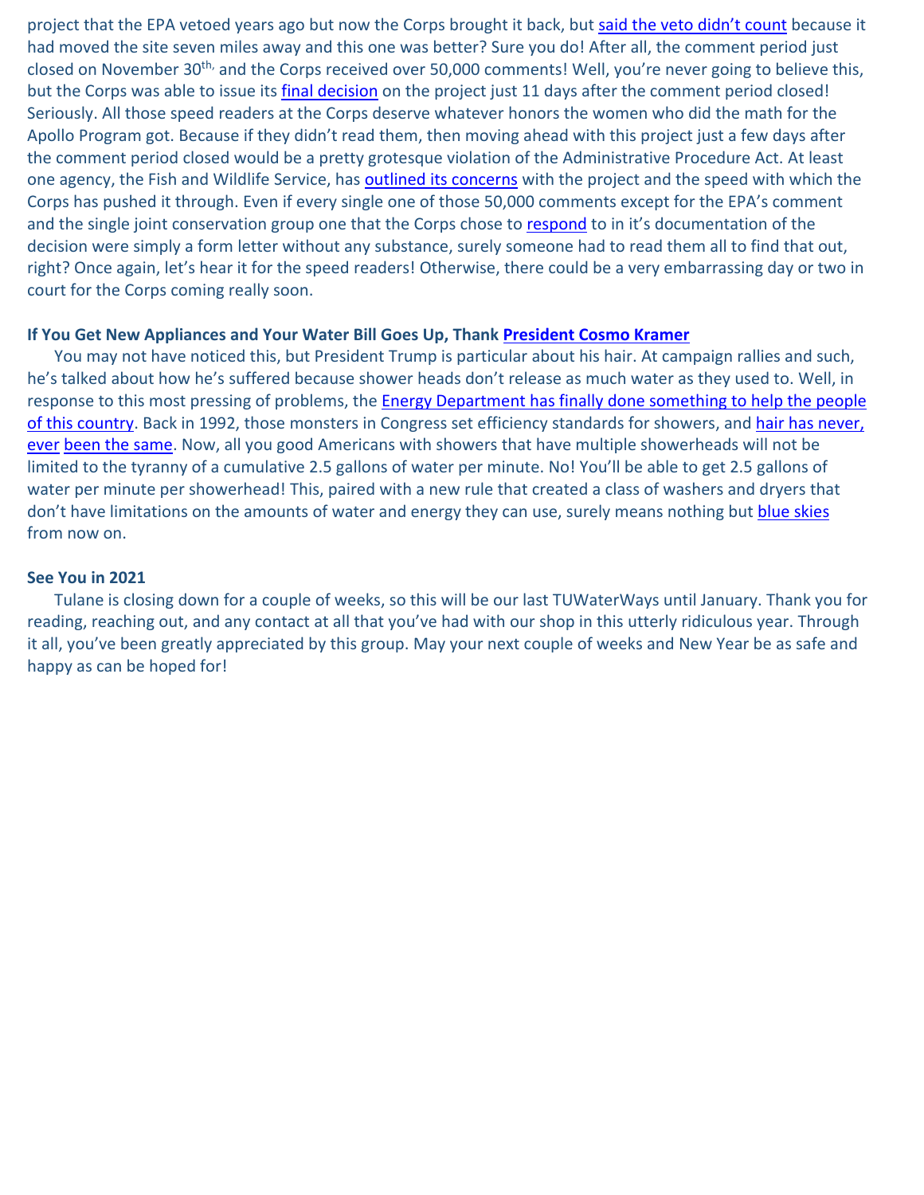project that the EPA vetoed years ago but now the Corps brought it back, but said the veto didn't count because it had moved the site seven miles away and this one was better? Sure you do! After all, the comment period just closed on November 30th, and the Corps received over 50,000 comments! Well, you're never going to believe this, but the Corps was able to issue its final decision on the project just 11 days after the comment period closed! Seriously. All those speed readers at the Corps deserve whatever honors the women who did the math for the Apollo Program got. Because if they didn't read them, then moving ahead with this project just a few days after the comment period closed would be a pretty grotesque violation of the Administrative Procedure Act. At least one agency, the Fish and Wildlife Service, has outlined its concerns with the project and the speed with which the Corps has pushed it through. Even if every single one of those 50,000 comments except for the EPA's comment and the single joint conservation group one that the Corps chose to respond to in it's documentation of the decision were simply a form letter without any substance, surely someone had to read them all to find that out, right? Once again, let's hear it for the speed readers! Otherwise, there could be a very embarrassing day or two in court for the Corps coming really soon.

**If You Get New Appliances and Your Water Bill Goes Up, Thank President Cosmo Kramer**

You may not have noticed this, but President Trump is particular about his hair. At campaign rallies and such, he's talked about how he's suffered because shower heads don't release as much water as they used to. Well, in response to this most pressing of problems, the Energy Department has finally done something to help the people of this country. Back in 1992, those monsters in Congress set efficiency standards for showers, and hair has never, ever been the same. Now, all you good Americans with showers that have multiple showerheads will not be limited to the tyranny of a cumulative 2.5 gallons of water per minute. No! You'll be able to get 2.5 gallons of water per minute per showerhead! This, paired with a new rule that created a class of washers and dryers that don't have limitations on the amounts of water and energy they can use, surely means nothing but blue skies from now on.

**See You in 2021**

Tulane is closing down for a couple of weeks, so this will be our last TUWaterWays until January. Thank you for reading, reaching out, and any contact at all that you've had with our shop in this utterly ridiculous year. Through it all, you've been greatly appreciated by this group. May your next couple of weeks and New Year be as safe and happy as can be hoped for!